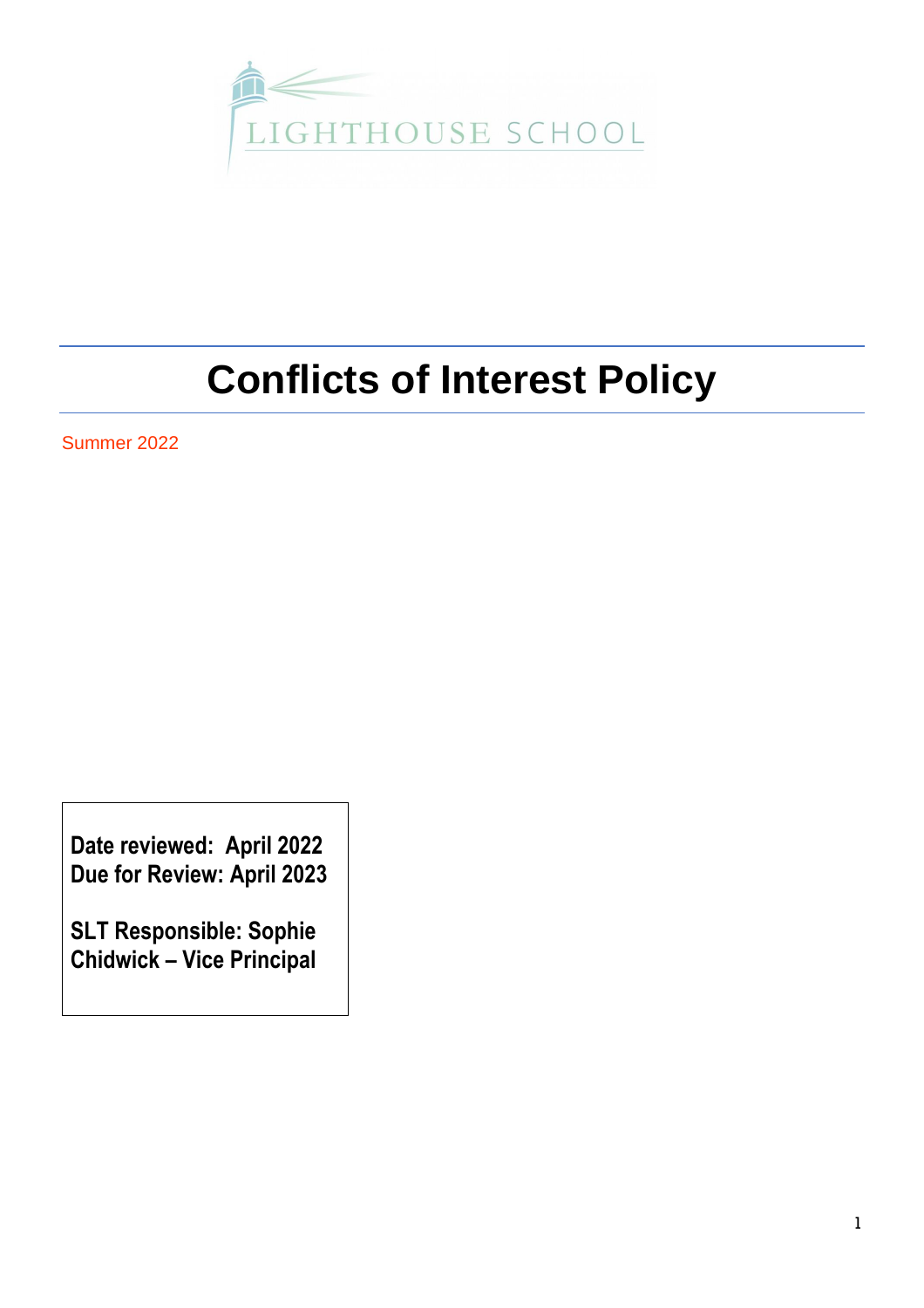LIGHTHOUSE SCHOOL

# Conflicts of Interest Policy

Summer 2022

**Date reviewed: April 2022**
**Due for Review: April 2023**

**SLT Responsible: Sophie Chidwick – Vice Principal**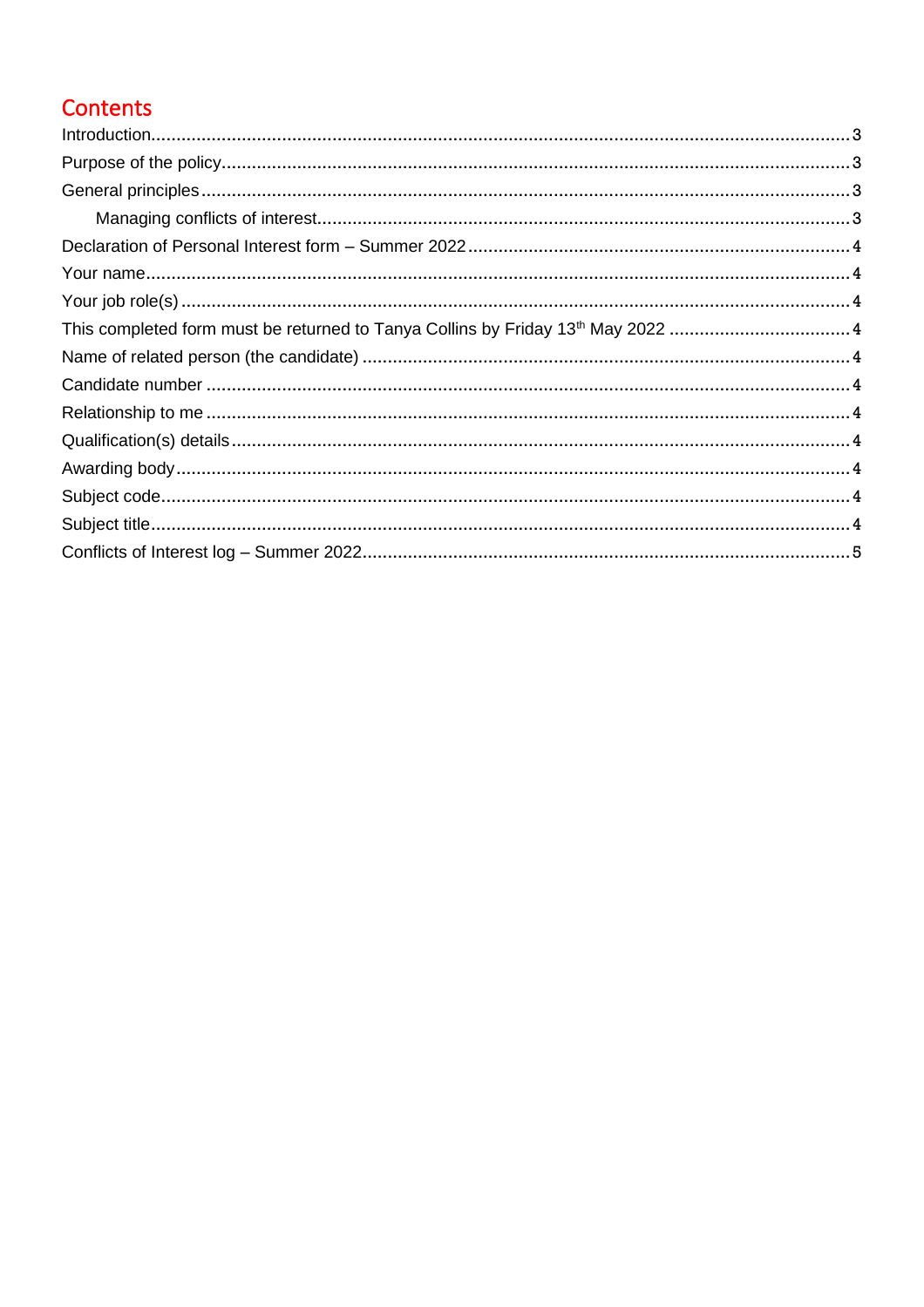# Contents

Introduction........................................................................................................................3

Purpose of the policy..........................................................................................................3

General principles...............................................................................................................3

    Managing conflicts of interest........................................................................................3

Declaration of Personal Interest form – Summer 2022.......................................................4

Your name...........................................................................................................................4

Your job role(s)....................................................................................................................4

This completed form must be returned to Tanya Collins by Friday 13th May 2022....................4

Name of related person (the candidate)..............................................................................4

Candidate number...............................................................................................................4

Relationship to me...............................................................................................................4

Qualification(s) details.........................................................................................................4

Awarding body.....................................................................................................................4

Subject code........................................................................................................................4

Subject title..........................................................................................................................4

Conflicts of Interest log – Summer 2022..............................................................................5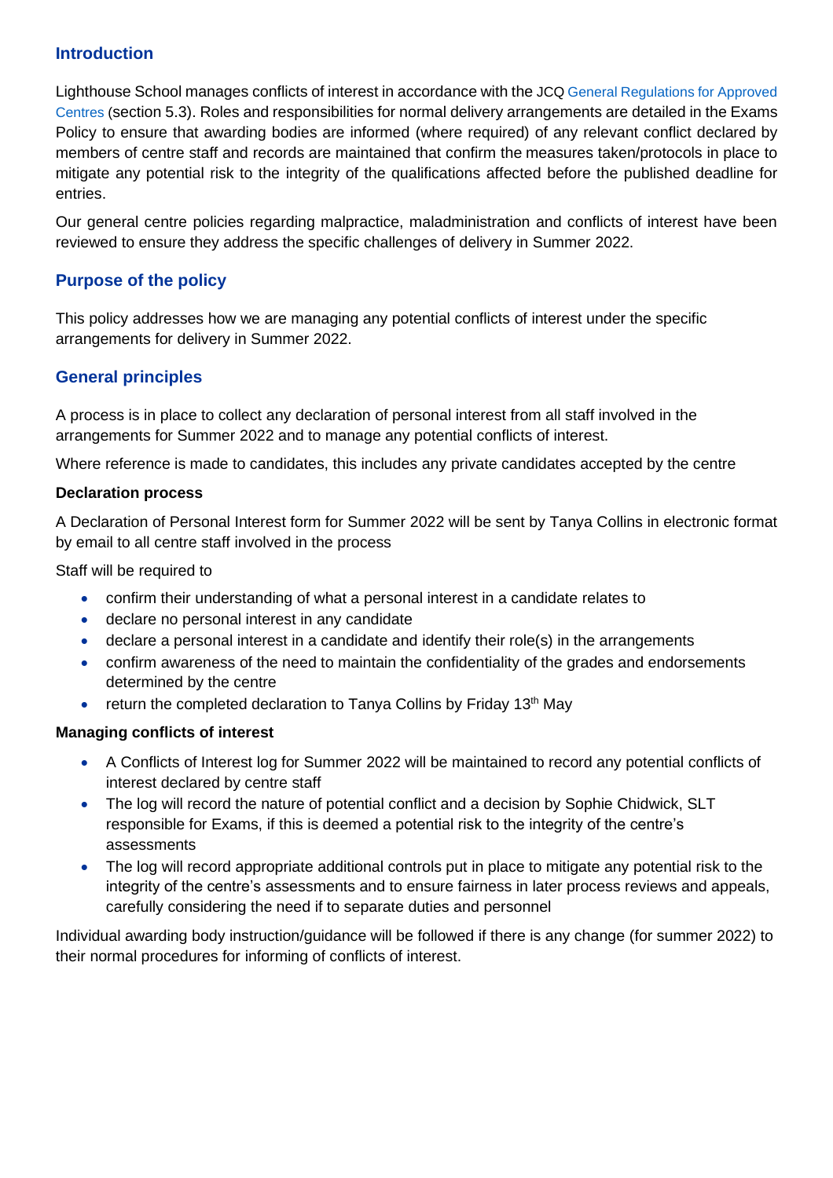## Introduction

Lighthouse School manages conflicts of interest in accordance with the JCQ General Regulations for Approved Centres (section 5.3). Roles and responsibilities for normal delivery arrangements are detailed in the Exams Policy to ensure that awarding bodies are informed (where required) of any relevant conflict declared by members of centre staff and records are maintained that confirm the measures taken/protocols in place to mitigate any potential risk to the integrity of the qualifications affected before the published deadline for entries.

Our general centre policies regarding malpractice, maladministration and conflicts of interest have been reviewed to ensure they address the specific challenges of delivery in Summer 2022.

## Purpose of the policy

This policy addresses how we are managing any potential conflicts of interest under the specific arrangements for delivery in Summer 2022.

## General principles

A process is in place to collect any declaration of personal interest from all staff involved in the arrangements for Summer 2022 and to manage any potential conflicts of interest.

Where reference is made to candidates, this includes any private candidates accepted by the centre

**Declaration process**

A Declaration of Personal Interest form for Summer 2022 will be sent by Tanya Collins in electronic format by email to all centre staff involved in the process

Staff will be required to

- confirm their understanding of what a personal interest in a candidate relates to
- declare no personal interest in any candidate
- declare a personal interest in a candidate and identify their role(s) in the arrangements
- confirm awareness of the need to maintain the confidentiality of the grades and endorsements determined by the centre
- return the completed declaration to Tanya Collins by Friday 13th May

**Managing conflicts of interest**

- A Conflicts of Interest log for Summer 2022 will be maintained to record any potential conflicts of interest declared by centre staff
- The log will record the nature of potential conflict and a decision by Sophie Chidwick, SLT responsible for Exams, if this is deemed a potential risk to the integrity of the centre's assessments
- The log will record appropriate additional controls put in place to mitigate any potential risk to the integrity of the centre's assessments and to ensure fairness in later process reviews and appeals, carefully considering the need if to separate duties and personnel

Individual awarding body instruction/guidance will be followed if there is any change (for summer 2022) to their normal procedures for informing of conflicts of interest.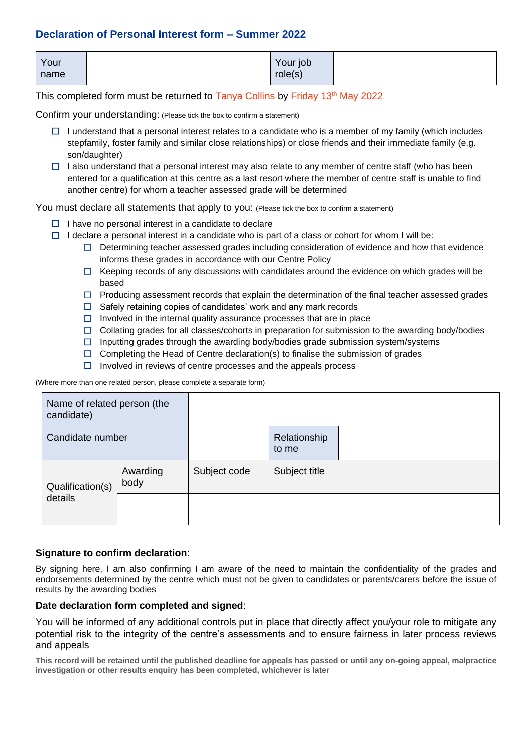## Declaration of Personal Interest form – Summer 2022

| Your name | | Your job role(s) | |
|---|---|---|---|

This completed form must be returned to Tanya Collins by Friday 13th May 2022

Confirm your understanding: (Please tick the box to confirm a statement)

- ☐ I understand that a personal interest relates to a candidate who is a member of my family (which includes stepfamily, foster family and similar close relationships) or close friends and their immediate family (e.g. son/daughter)
- ☐ I also understand that a personal interest may also relate to any member of centre staff (who has been entered for a qualification at this centre as a last resort where the member of centre staff is unable to find another centre) for whom a teacher assessed grade will be determined

You must declare all statements that apply to you: (Please tick the box to confirm a statement)

- ☐ I have no personal interest in a candidate to declare
- ☐ I declare a personal interest in a candidate who is part of a class or cohort for whom I will be:
  - ☐ Determining teacher assessed grades including consideration of evidence and how that evidence informs these grades in accordance with our Centre Policy
  - ☐ Keeping records of any discussions with candidates around the evidence on which grades will be based
  - ☐ Producing assessment records that explain the determination of the final teacher assessed grades
  - ☐ Safely retaining copies of candidates' work and any mark records
  - ☐ Involved in the internal quality assurance processes that are in place
  - ☐ Collating grades for all classes/cohorts in preparation for submission to the awarding body/bodies
  - ☐ Inputting grades through the awarding body/bodies grade submission system/systems
  - ☐ Completing the Head of Centre declaration(s) to finalise the submission of grades
  - ☐ Involved in reviews of centre processes and the appeals process

(Where more than one related person, please complete a separate form)

| | | | | |
|---|---|---|---|---|
| Name of related person (the candidate) | | | | |
| Candidate number | | | Relationship to me | |
| Qualification(s) details | Awarding body | Subject code | Subject title | |
| | | | | |

**Signature to confirm declaration**:

By signing here, I am also confirming I am aware of the need to maintain the confidentiality of the grades and endorsements determined by the centre which must not be given to candidates or parents/carers before the issue of results by the awarding bodies

**Date declaration form completed and signed**:

You will be informed of any additional controls put in place that directly affect you/your role to mitigate any potential risk to the integrity of the centre's assessments and to ensure fairness in later process reviews and appeals

**This record will be retained until the published deadline for appeals has passed or until any on-going appeal, malpractice investigation or other results enquiry has been completed, whichever is later**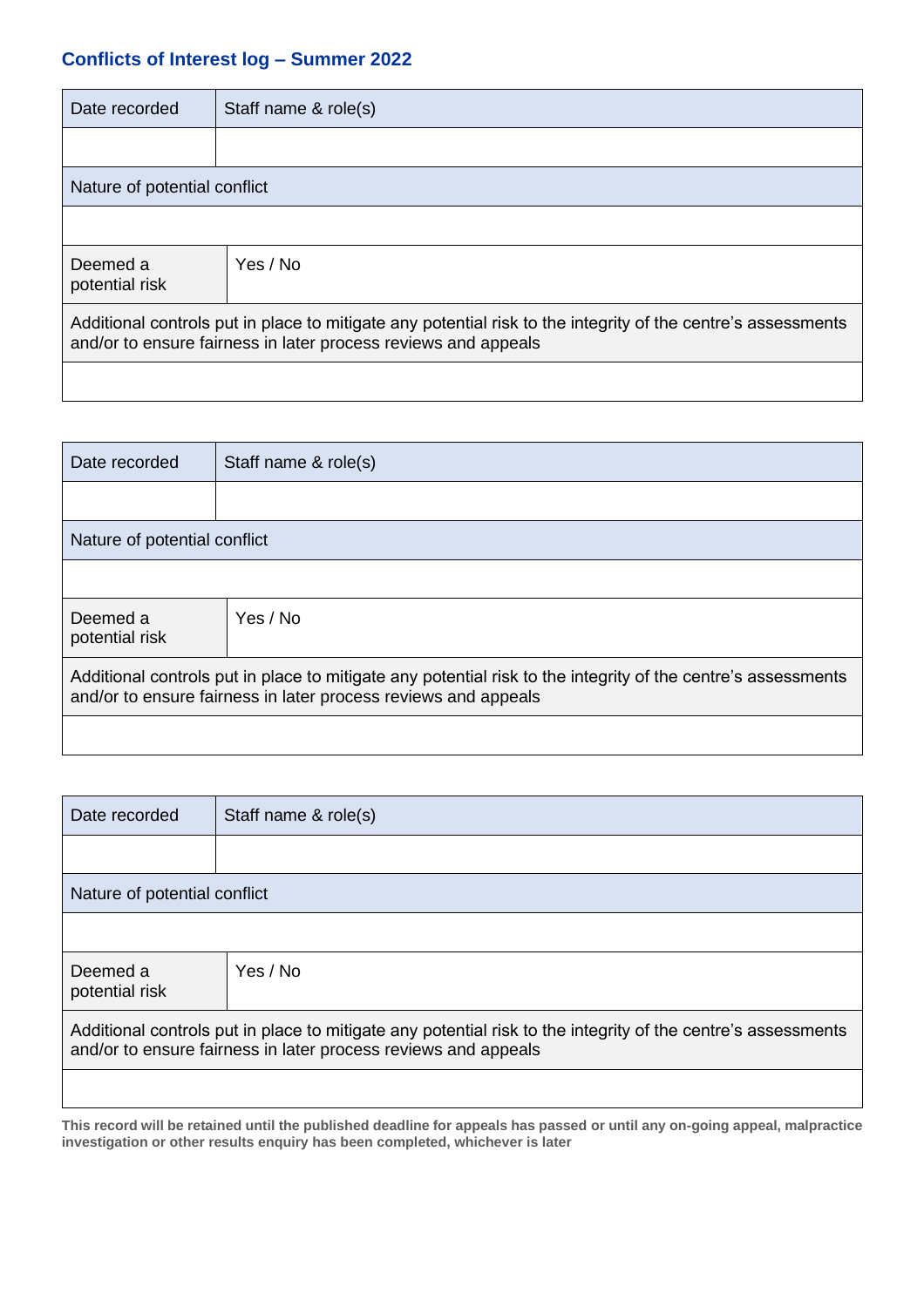## Conflicts of Interest log – Summer 2022

| Date recorded | Staff name & role(s) |
|---|---|
| | |
| Nature of potential conflict | |
| | |
| Deemed a potential risk | Yes / No |
| Additional controls put in place to mitigate any potential risk to the integrity of the centre's assessments and/or to ensure fairness in later process reviews and appeals | |
| | |

| Date recorded | Staff name & role(s) |
|---|---|
| | |
| Nature of potential conflict | |
| | |
| Deemed a potential risk | Yes / No |
| Additional controls put in place to mitigate any potential risk to the integrity of the centre's assessments and/or to ensure fairness in later process reviews and appeals | |
| | |

| Date recorded | Staff name & role(s) |
|---|---|
| | |
| Nature of potential conflict | |
| | |
| Deemed a potential risk | Yes / No |
| Additional controls put in place to mitigate any potential risk to the integrity of the centre's assessments and/or to ensure fairness in later process reviews and appeals | |
| | |

**This record will be retained until the published deadline for appeals has passed or until any on-going appeal, malpractice investigation or other results enquiry has been completed, whichever is later**